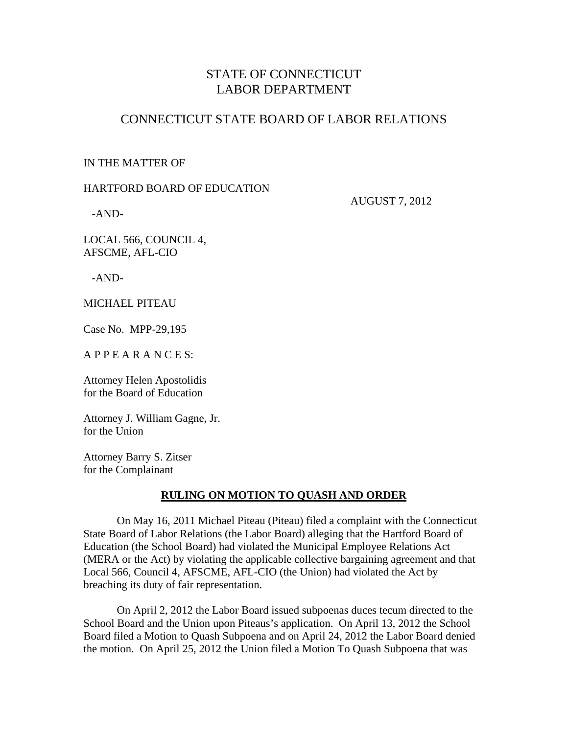# STATE OF CONNECTICUT
# LABOR DEPARTMENT

## CONNECTICUT STATE BOARD OF LABOR RELATIONS

IN THE MATTER OF

HARTFORD BOARD OF EDUCATION

AUGUST 7, 2012

-AND-

LOCAL 566, COUNCIL 4,
AFSCME, AFL-CIO

-AND-

MICHAEL PITEAU

Case No. MPP-29,195

A P P E A R A N C E S:

Attorney Helen Apostolidis
for the Board of Education

Attorney J. William Gagne, Jr.
for the Union

Attorney Barry S. Zitser
for the Complainant

**RULING ON MOTION TO QUASH AND ORDER**

On May 16, 2011 Michael Piteau (Piteau) filed a complaint with the Connecticut State Board of Labor Relations (the Labor Board) alleging that the Hartford Board of Education (the School Board) had violated the Municipal Employee Relations Act (MERA or the Act) by violating the applicable collective bargaining agreement and that Local 566, Council 4, AFSCME, AFL-CIO (the Union) had violated the Act by breaching its duty of fair representation.

On April 2, 2012 the Labor Board issued subpoenas duces tecum directed to the School Board and the Union upon Piteaus's application. On April 13, 2012 the School Board filed a Motion to Quash Subpoena and on April 24, 2012 the Labor Board denied the motion. On April 25, 2012 the Union filed a Motion To Quash Subpoena that was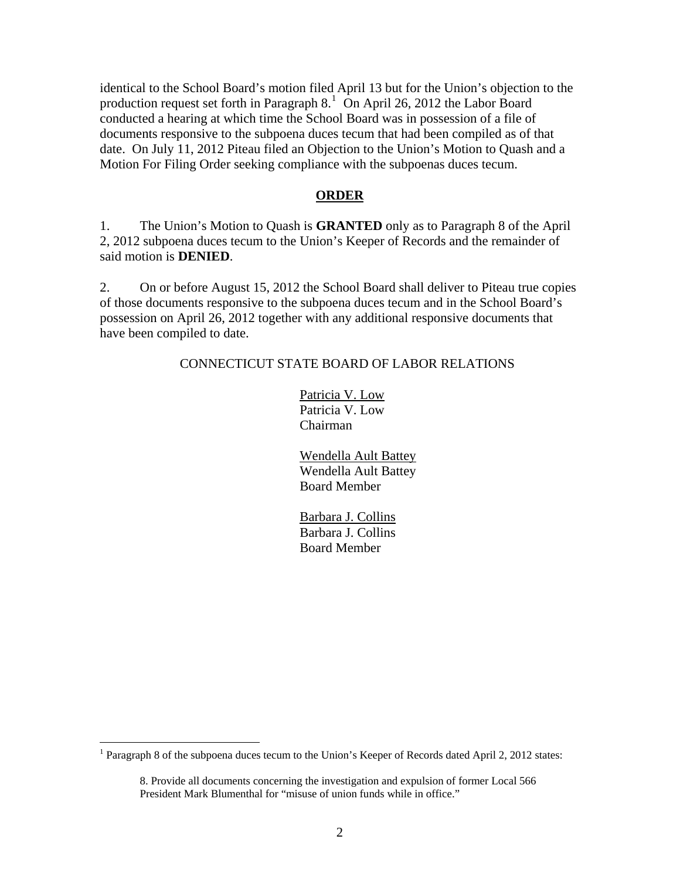identical to the School Board's motion filed April 13 but for the Union's objection to the production request set forth in Paragraph 8.[1] On April 26, 2012 the Labor Board conducted a hearing at which time the School Board was in possession of a file of documents responsive to the subpoena duces tecum that had been compiled as of that date. On July 11, 2012 Piteau filed an Objection to the Union's Motion to Quash and a Motion For Filing Order seeking compliance with the subpoenas duces tecum.

## ORDER

1. The Union's Motion to Quash is **GRANTED** only as to Paragraph 8 of the April 2, 2012 subpoena duces tecum to the Union's Keeper of Records and the remainder of said motion is **DENIED**.

2. On or before August 15, 2012 the School Board shall deliver to Piteau true copies of those documents responsive to the subpoena duces tecum and in the School Board's possession on April 26, 2012 together with any additional responsive documents that have been compiled to date.

CONNECTICUT STATE BOARD OF LABOR RELATIONS

Patricia V. Low
Patricia V. Low
Chairman

Wendella Ault Battey
Wendella Ault Battey
Board Member

Barbara J. Collins
Barbara J. Collins
Board Member

---

[1] Paragraph 8 of the subpoena duces tecum to the Union's Keeper of Records dated April 2, 2012 states:

> 8. Provide all documents concerning the investigation and expulsion of former Local 566 President Mark Blumenthal for "misuse of union funds while in office."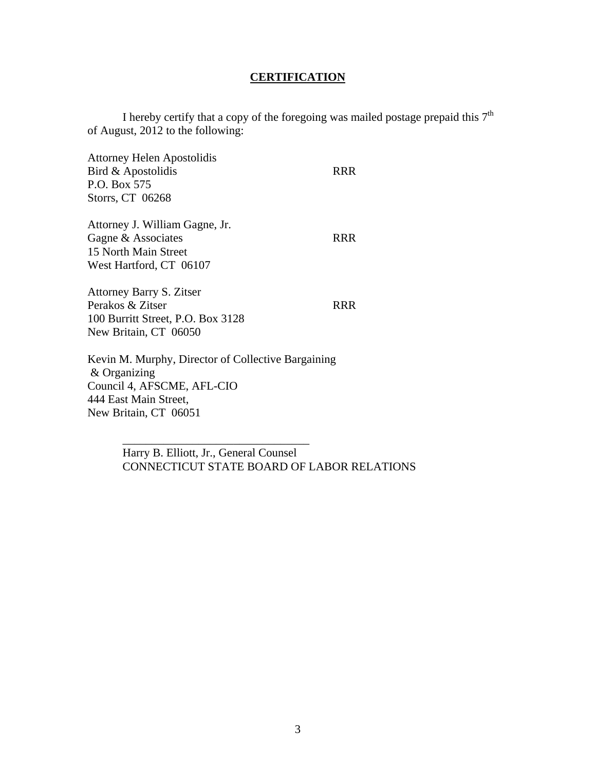## CERTIFICATION

I hereby certify that a copy of the foregoing was mailed postage prepaid this 7th of August, 2012 to the following:

Attorney Helen Apostolidis
Bird & Apostolidis RRR
P.O. Box 575
Storrs, CT 06268

Attorney J. William Gagne, Jr.
Gagne & Associates RRR
15 North Main Street
West Hartford, CT 06107

Attorney Barry S. Zitser
Perakos & Zitser RRR
100 Burritt Street, P.O. Box 3128
New Britain, CT 06050

Kevin M. Murphy, Director of Collective Bargaining
& Organizing
Council 4, AFSCME, AFL-CIO
444 East Main Street,
New Britain, CT 06051

_______________________________
Harry B. Elliott, Jr., General Counsel
CONNECTICUT STATE BOARD OF LABOR RELATIONS